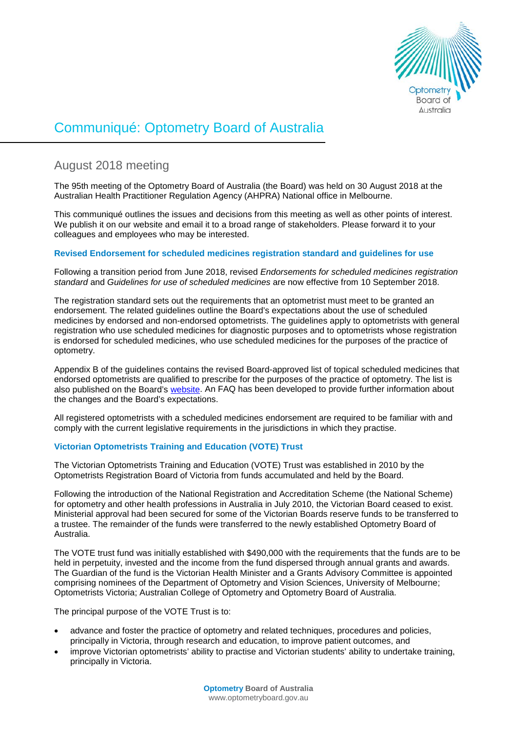# Communiqué: Optometry Board of Australia

## August 2018 meeting

The 95th meeting of the Optometry Board of Australia (the Board) was held on 30 August 2018 at the Australian Health Practitioner Regulation Agency (AHPRA) National office in Melbourne.

This communiqué outlines the issues and decisions from this meeting as well as other points of interest. We publish it on our website and email it to a broad range of stakeholders. Please forward it to your colleagues and employees who may be interested.

### Revised Endorsement for scheduled medicines registration standard and guidelines for use

Following a transition period from June 2018, revised *Endorsements for scheduled medicines registration standard* and *Guidelines for use of scheduled medicines* are now effective from 10 September 2018.

The registration standard sets out the requirements that an optometrist must meet to be granted an endorsement. The related guidelines outline the Board's expectations about the use of scheduled medicines by endorsed and non-endorsed optometrists. The guidelines apply to optometrists with general registration who use scheduled medicines for diagnostic purposes and to optometrists whose registration is endorsed for scheduled medicines, who use scheduled medicines for the purposes of the practice of optometry.

Appendix B of the guidelines contains the revised Board-approved list of topical scheduled medicines that endorsed optometrists are qualified to prescribe for the purposes of the practice of optometry. The list is also published on the Board's website. An FAQ has been developed to provide further information about the changes and the Board's expectations.

All registered optometrists with a scheduled medicines endorsement are required to be familiar with and comply with the current legislative requirements in the jurisdictions in which they practise.

### Victorian Optometrists Training and Education (VOTE) Trust

The Victorian Optometrists Training and Education (VOTE) Trust was established in 2010 by the Optometrists Registration Board of Victoria from funds accumulated and held by the Board.

Following the introduction of the National Registration and Accreditation Scheme (the National Scheme) for optometry and other health professions in Australia in July 2010, the Victorian Board ceased to exist. Ministerial approval had been secured for some of the Victorian Boards reserve funds to be transferred to a trustee. The remainder of the funds were transferred to the newly established Optometry Board of Australia.

The VOTE trust fund was initially established with $490,000 with the requirements that the funds are to be held in perpetuity, invested and the income from the fund dispersed through annual grants and awards. The Guardian of the fund is the Victorian Health Minister and a Grants Advisory Committee is appointed comprising nominees of the Department of Optometry and Vision Sciences, University of Melbourne; Optometrists Victoria; Australian College of Optometry and Optometry Board of Australia.

The principal purpose of the VOTE Trust is to:

- advance and foster the practice of optometry and related techniques, procedures and policies, principally in Victoria, through research and education, to improve patient outcomes, and
- improve Victorian optometrists' ability to practise and Victorian students' ability to undertake training, principally in Victoria.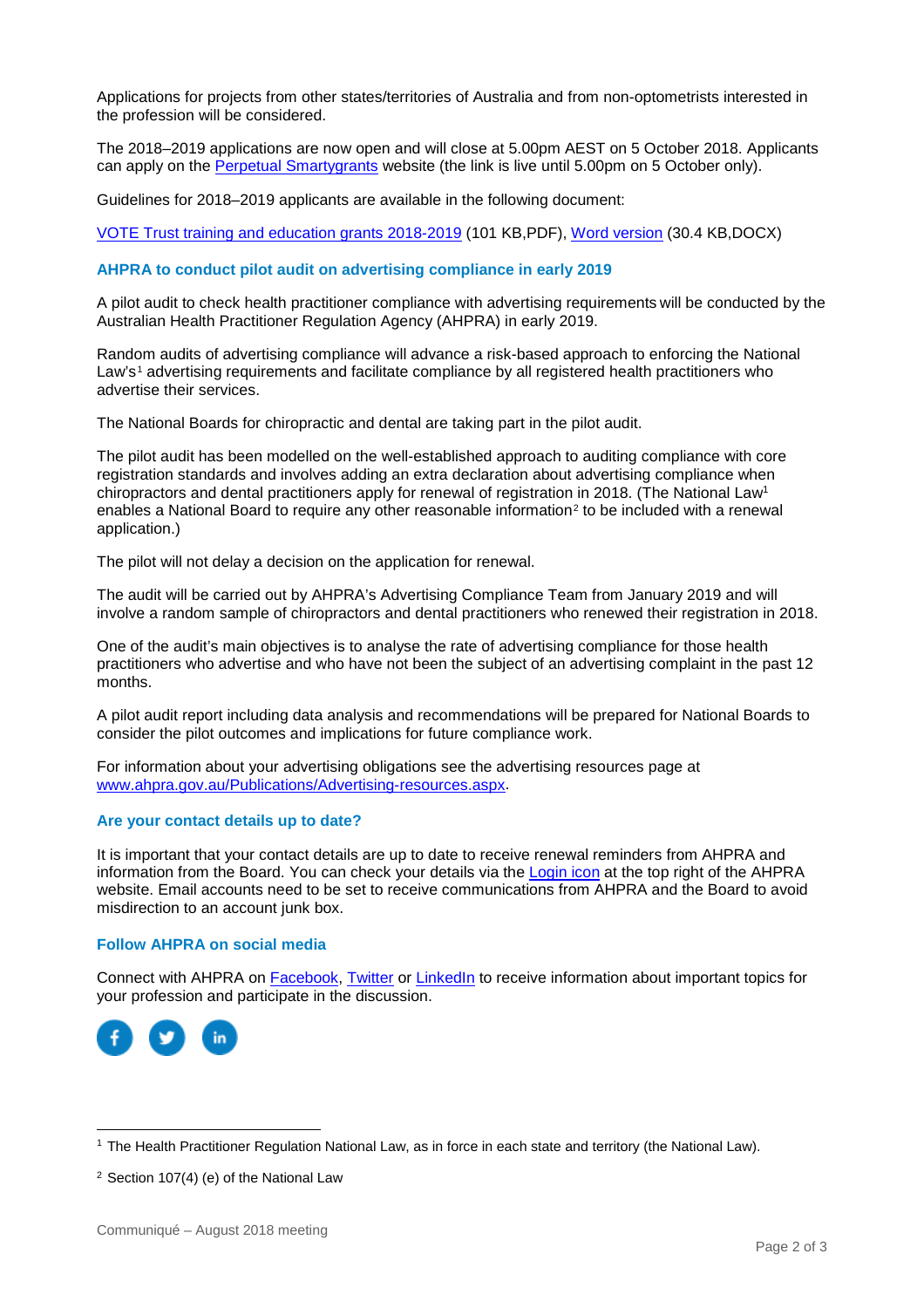Applications for projects from other states/territories of Australia and from non-optometrists interested in the profession will be considered.

The 2018–2019 applications are now open and will close at 5.00pm AEST on 5 October 2018. Applicants can apply on the Perpetual Smartygrants website (the link is live until 5.00pm on 5 October only).

Guidelines for 2018–2019 applicants are available in the following document:

VOTE Trust training and education grants 2018-2019 (101 KB,PDF), Word version (30.4 KB,DOCX)

### AHPRA to conduct pilot audit on advertising compliance in early 2019

A pilot audit to check health practitioner compliance with advertising requirements will be conducted by the Australian Health Practitioner Regulation Agency (AHPRA) in early 2019.

Random audits of advertising compliance will advance a risk-based approach to enforcing the National Law's[1] advertising requirements and facilitate compliance by all registered health practitioners who advertise their services.

The National Boards for chiropractic and dental are taking part in the pilot audit.

The pilot audit has been modelled on the well-established approach to auditing compliance with core registration standards and involves adding an extra declaration about advertising compliance when chiropractors and dental practitioners apply for renewal of registration in 2018. (The National Law[1] enables a National Board to require any other reasonable information[2] to be included with a renewal application.)

The pilot will not delay a decision on the application for renewal.

The audit will be carried out by AHPRA's Advertising Compliance Team from January 2019 and will involve a random sample of chiropractors and dental practitioners who renewed their registration in 2018.

One of the audit's main objectives is to analyse the rate of advertising compliance for those health practitioners who advertise and who have not been the subject of an advertising complaint in the past 12 months.

A pilot audit report including data analysis and recommendations will be prepared for National Boards to consider the pilot outcomes and implications for future compliance work.

For information about your advertising obligations see the advertising resources page at www.ahpra.gov.au/Publications/Advertising-resources.aspx.

### Are your contact details up to date?

It is important that your contact details are up to date to receive renewal reminders from AHPRA and information from the Board. You can check your details via the Login icon at the top right of the AHPRA website. Email accounts need to be set to receive communications from AHPRA and the Board to avoid misdirection to an account junk box.

### Follow AHPRA on social media

Connect with AHPRA on Facebook, Twitter or LinkedIn to receive information about important topics for your profession and participate in the discussion.

---

[1] The Health Practitioner Regulation National Law, as in force in each state and territory (the National Law).

[2] Section 107(4) (e) of the National Law

Communiqué – August 2018 meeting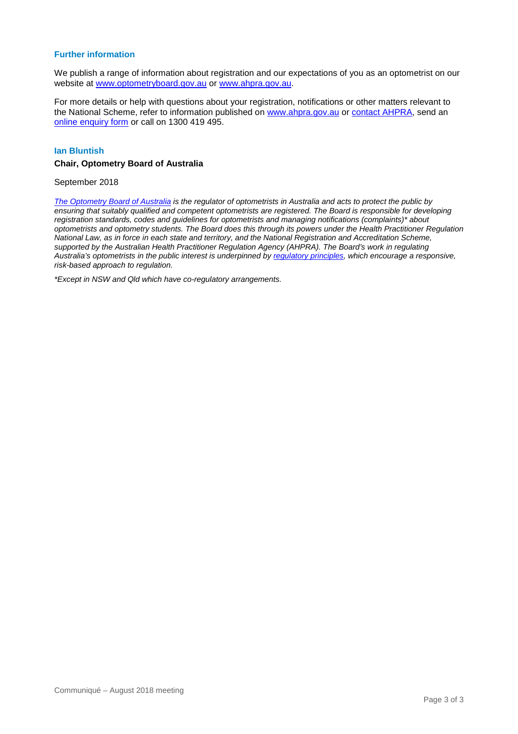## Further information

We publish a range of information about registration and our expectations of you as an optometrist on our website at www.optometryboard.gov.au or www.ahpra.gov.au.

For more details or help with questions about your registration, notifications or other matters relevant to the National Scheme, refer to information published on www.ahpra.gov.au or contact AHPRA, send an online enquiry form or call on 1300 419 495.

## Ian Bluntish

**Chair, Optometry Board of Australia**

September 2018

*The Optometry Board of Australia is the regulator of optometrists in Australia and acts to protect the public by ensuring that suitably qualified and competent optometrists are registered. The Board is responsible for developing registration standards, codes and guidelines for optometrists and managing notifications (complaints)* about optometrists and optometry students. The Board does this through its powers under the Health Practitioner Regulation National Law, as in force in each state and territory, and the National Registration and Accreditation Scheme, supported by the Australian Health Practitioner Regulation Agency (AHPRA). The Board's work in regulating Australia's optometrists in the public interest is underpinned by regulatory principles, which encourage a responsive, risk-based approach to regulation.*

**Except in NSW and Qld which have co-regulatory arrangements.*